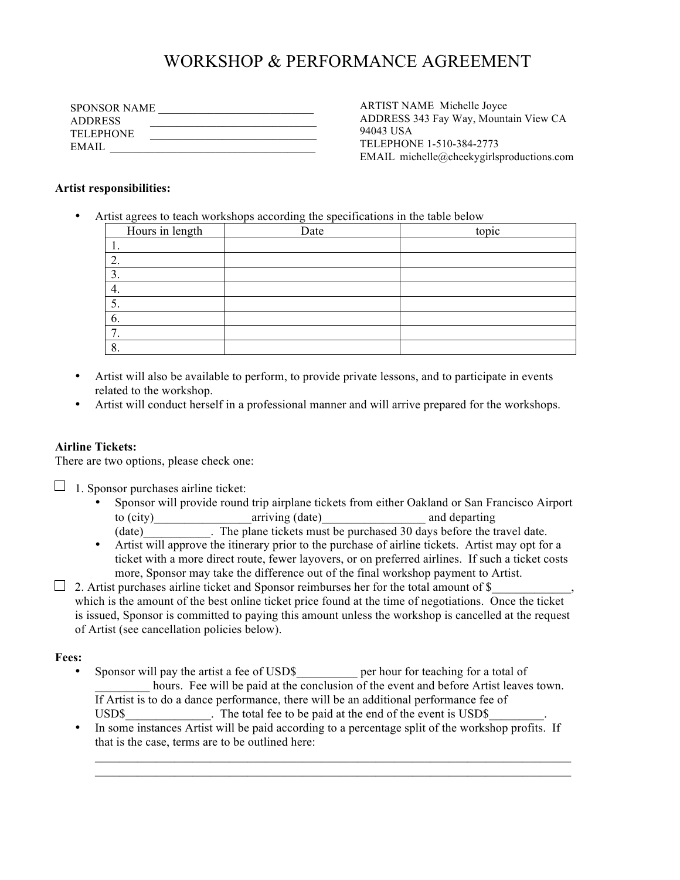# WORKSHOP & PERFORMANCE AGREEMENT

SPONSOR NAME ___________________________
ADDRESS ______________________________
TELEPHONE ______________________________
EMAIL ____________________________________

ARTIST NAME Michelle Joyce
ADDRESS 343 Fay Way, Mountain View CA 94043 USA
TELEPHONE 1-510-384-2773
EMAIL michelle@cheekygirlsproductions.com

**Artist responsibilities:**

- Artist agrees to teach workshops according the specifications in the table below

| Hours in length | Date | topic |
|---|---|---|
| 1. | | |
| 2. | | |
| 3. | | |
| 4. | | |
| 5. | | |
| 6. | | |
| 7. | | |
| 8. | | |

- Artist will also be available to perform, to provide private lessons, and to participate in events related to the workshop.
- Artist will conduct herself in a professional manner and will arrive prepared for the workshops.

**Airline Tickets:**
There are two options, please check one:

☐ 1. Sponsor purchases airline ticket:
- Sponsor will provide round trip airplane tickets from either Oakland or San Francisco Airport to (city)________________arriving (date)_________________ and departing (date)___________. The plane tickets must be purchased 30 days before the travel date.
- Artist will approve the itinerary prior to the purchase of airline tickets. Artist may opt for a ticket with a more direct route, fewer layovers, or on preferred airlines. If such a ticket costs more, Sponsor may take the difference out of the final workshop payment to Artist.

☐ 2. Artist purchases airline ticket and Sponsor reimburses her for the total amount of $_____________, which is the amount of the best online ticket price found at the time of negotiations. Once the ticket is issued, Sponsor is committed to paying this amount unless the workshop is cancelled at the request of Artist (see cancellation policies below).

**Fees:**
- Sponsor will pay the artist a fee of USD$__________ per hour for teaching for a total of _________ hours. Fee will be paid at the conclusion of the event and before Artist leaves town. If Artist is to do a dance performance, there will be an additional performance fee of USD$______________. The total fee to be paid at the end of the event is USD$_________.
- In some instances Artist will be paid according to a percentage split of the workshop profits. If that is the case, terms are to be outlined here:
_____________________________________________________________________________________
_____________________________________________________________________________________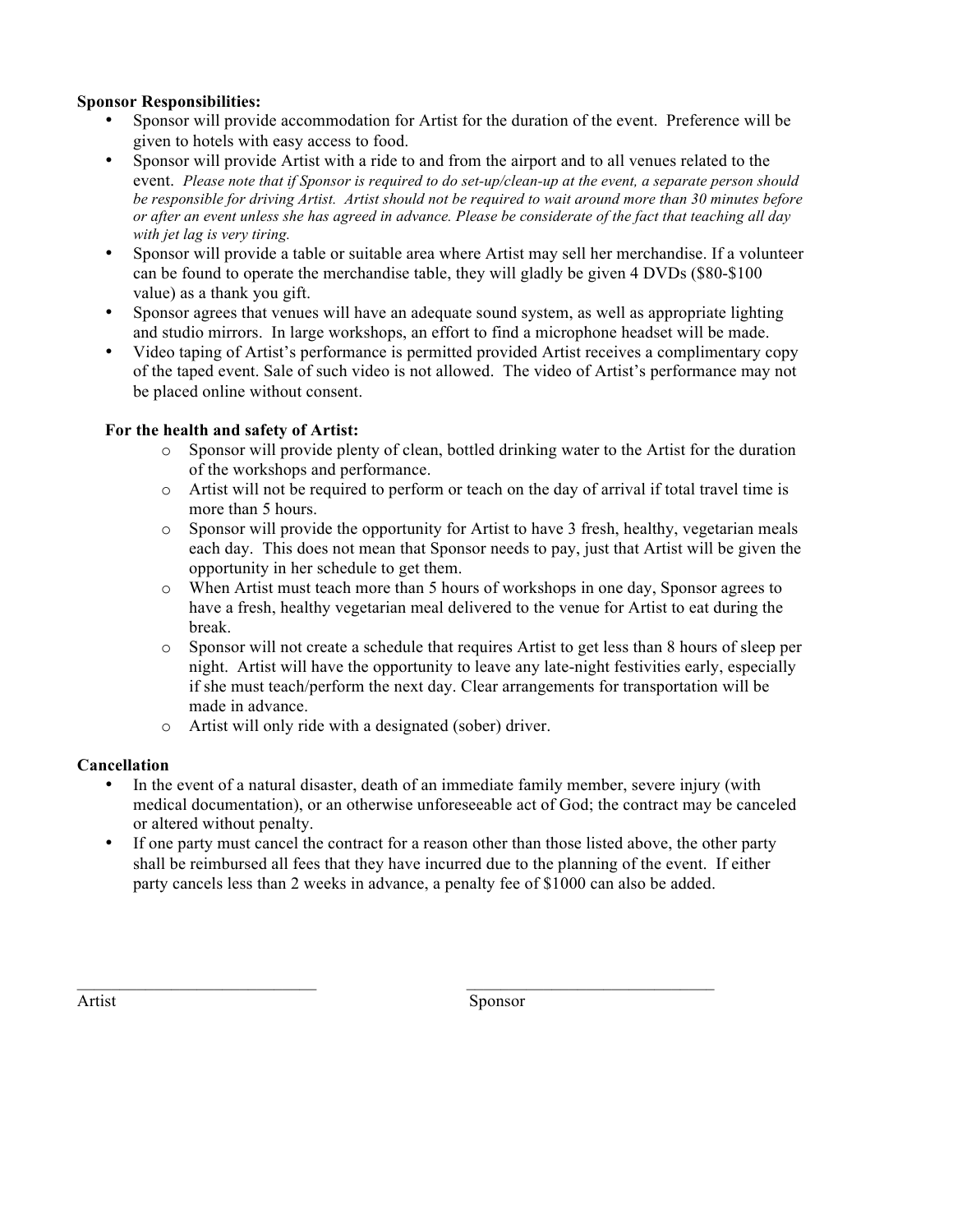**Sponsor Responsibilities:**

- Sponsor will provide accommodation for Artist for the duration of the event. Preference will be given to hotels with easy access to food.
- Sponsor will provide Artist with a ride to and from the airport and to all venues related to the event. *Please note that if Sponsor is required to do set-up/clean-up at the event, a separate person should be responsible for driving Artist. Artist should not be required to wait around more than 30 minutes before or after an event unless she has agreed in advance. Please be considerate of the fact that teaching all day with jet lag is very tiring.*
- Sponsor will provide a table or suitable area where Artist may sell her merchandise. If a volunteer can be found to operate the merchandise table, they will gladly be given 4 DVDs ($80-$100 value) as a thank you gift.
- Sponsor agrees that venues will have an adequate sound system, as well as appropriate lighting and studio mirrors. In large workshops, an effort to find a microphone headset will be made.
- Video taping of Artist's performance is permitted provided Artist receives a complimentary copy of the taped event. Sale of such video is not allowed. The video of Artist's performance may not be placed online without consent.

**For the health and safety of Artist:**

- Sponsor will provide plenty of clean, bottled drinking water to the Artist for the duration of the workshops and performance.
- Artist will not be required to perform or teach on the day of arrival if total travel time is more than 5 hours.
- Sponsor will provide the opportunity for Artist to have 3 fresh, healthy, vegetarian meals each day. This does not mean that Sponsor needs to pay, just that Artist will be given the opportunity in her schedule to get them.
- When Artist must teach more than 5 hours of workshops in one day, Sponsor agrees to have a fresh, healthy vegetarian meal delivered to the venue for Artist to eat during the break.
- Sponsor will not create a schedule that requires Artist to get less than 8 hours of sleep per night. Artist will have the opportunity to leave any late-night festivities early, especially if she must teach/perform the next day. Clear arrangements for transportation will be made in advance.
- Artist will only ride with a designated (sober) driver.

**Cancellation**

- In the event of a natural disaster, death of an immediate family member, severe injury (with medical documentation), or an otherwise unforeseeable act of God; the contract may be canceled or altered without penalty.
- If one party must cancel the contract for a reason other than those listed above, the other party shall be reimbursed all fees that they have incurred due to the planning of the event. If either party cancels less than 2 weeks in advance, a penalty fee of $1000 can also be added.

\_\_\_\_\_\_\_\_\_\_\_\_\_\_\_\_\_\_\_\_\_\_\_\_\_\_\_\_\_\_
Artist

\_\_\_\_\_\_\_\_\_\_\_\_\_\_\_\_\_\_\_\_\_\_\_\_\_\_\_\_\_\_
Sponsor